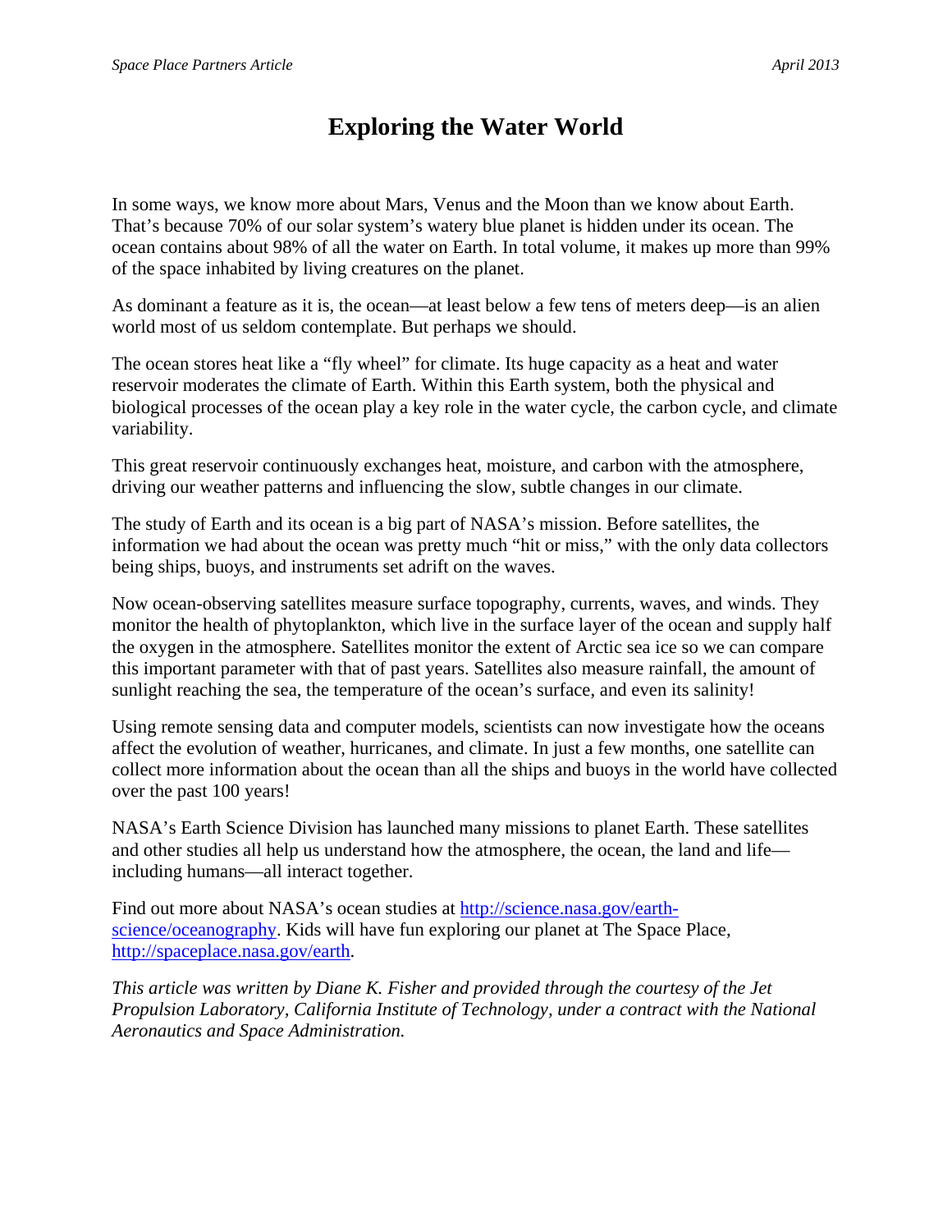# Exploring the Water World

In some ways, we know more about Mars, Venus and the Moon than we know about Earth. That's because 70% of our solar system's watery blue planet is hidden under its ocean. The ocean contains about 98% of all the water on Earth. In total volume, it makes up more than 99% of the space inhabited by living creatures on the planet.

As dominant a feature as it is, the ocean—at least below a few tens of meters deep—is an alien world most of us seldom contemplate. But perhaps we should.

The ocean stores heat like a "fly wheel" for climate. Its huge capacity as a heat and water reservoir moderates the climate of Earth. Within this Earth system, both the physical and biological processes of the ocean play a key role in the water cycle, the carbon cycle, and climate variability.

This great reservoir continuously exchanges heat, moisture, and carbon with the atmosphere, driving our weather patterns and influencing the slow, subtle changes in our climate.

The study of Earth and its ocean is a big part of NASA's mission. Before satellites, the information we had about the ocean was pretty much "hit or miss," with the only data collectors being ships, buoys, and instruments set adrift on the waves.

Now ocean-observing satellites measure surface topography, currents, waves, and winds. They monitor the health of phytoplankton, which live in the surface layer of the ocean and supply half the oxygen in the atmosphere. Satellites monitor the extent of Arctic sea ice so we can compare this important parameter with that of past years. Satellites also measure rainfall, the amount of sunlight reaching the sea, the temperature of the ocean's surface, and even its salinity!

Using remote sensing data and computer models, scientists can now investigate how the oceans affect the evolution of weather, hurricanes, and climate. In just a few months, one satellite can collect more information about the ocean than all the ships and buoys in the world have collected over the past 100 years!

NASA's Earth Science Division has launched many missions to planet Earth. These satellites and other studies all help us understand how the atmosphere, the ocean, the land and life—including humans—all interact together.

Find out more about NASA's ocean studies at [http://science.nasa.gov/earth-science/oceanography](http://science.nasa.gov/earth-science/oceanography). Kids will have fun exploring our planet at The Space Place, [http://spaceplace.nasa.gov/earth](http://spaceplace.nasa.gov/earth).

*This article was written by Diane K. Fisher and provided through the courtesy of the Jet Propulsion Laboratory, California Institute of Technology, under a contract with the National Aeronautics and Space Administration.*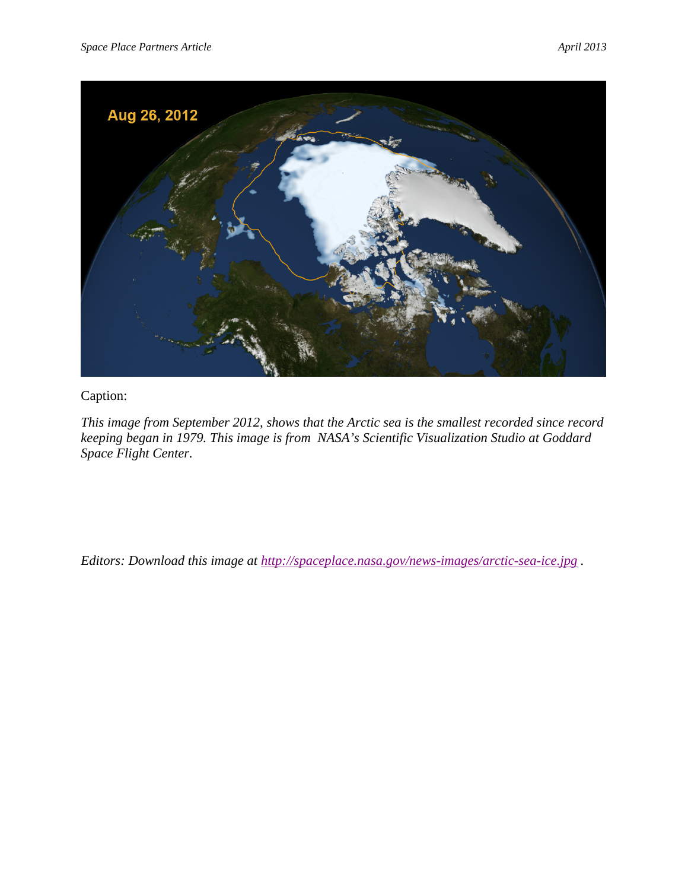Caption:

*This image from September 2012, shows that the Arctic sea is the smallest recorded since record keeping began in 1979. This image is from NASA's Scientific Visualization Studio at Goddard Space Flight Center*.

*Editors: Download this image at [http://spaceplace.nasa.gov/news-images/arctic-sea-ice.jpg](http://spaceplace.nasa.gov/news-images/arctic-sea-ice.jpg) .*